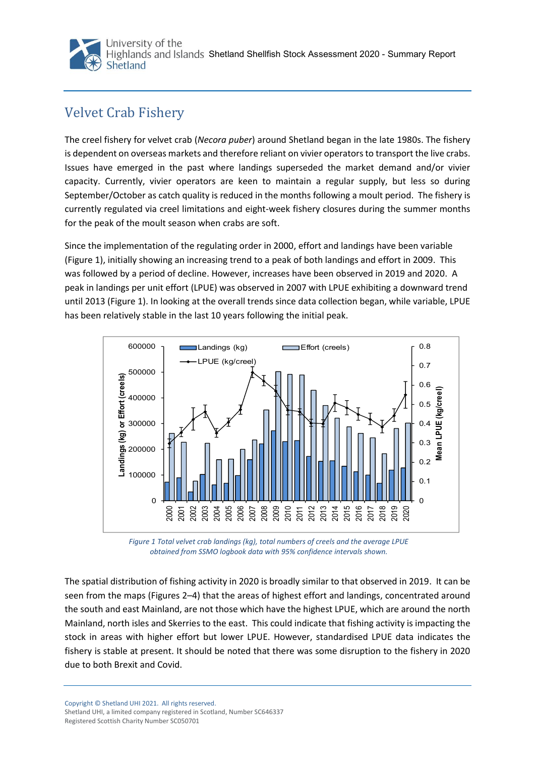## Velvet Crab Fishery

The creel fishery for velvet crab (*Necora puber*) around Shetland began in the late 1980s. The fishery is dependent on overseas markets and therefore reliant on vivier operators to transport the live crabs. Issues have emerged in the past where landings superseded the market demand and/or vivier capacity. Currently, vivier operators are keen to maintain a regular supply, but less so during September/October as catch quality is reduced in the months following a moult period. The fishery is currently regulated via creel limitations and eight-week fishery closures during the summer months for the peak of the moult season when crabs are soft.

Since the implementation of the regulating order in 2000, effort and landings have been variable (Figure 1), initially showing an increasing trend to a peak of both landings and effort in 2009. This was followed by a period of decline. However, increases have been observed in 2019 and 2020. A peak in landings per unit effort (LPUE) was observed in 2007 with LPUE exhibiting a downward trend until 2013 (Figure 1). In looking at the overall trends since data collection began, while variable, LPUE has been relatively stable in the last 10 years following the initial peak.

*Figure 1 Total velvet crab landings (kg), total numbers of creels and the average LPUE obtained from SSMO logbook data with 95% confidence intervals shown.*

The spatial distribution of fishing activity in 2020 is broadly similar to that observed in 2019. It can be seen from the maps (Figures 2–4) that the areas of highest effort and landings, concentrated around the south and east Mainland, are not those which have the highest LPUE, which are around the north Mainland, north isles and Skerries to the east. This could indicate that fishing activity is impacting the stock in areas with higher effort but lower LPUE. However, standardised LPUE data indicates the fishery is stable at present. It should be noted that there was some disruption to the fishery in 2020 due to both Brexit and Covid.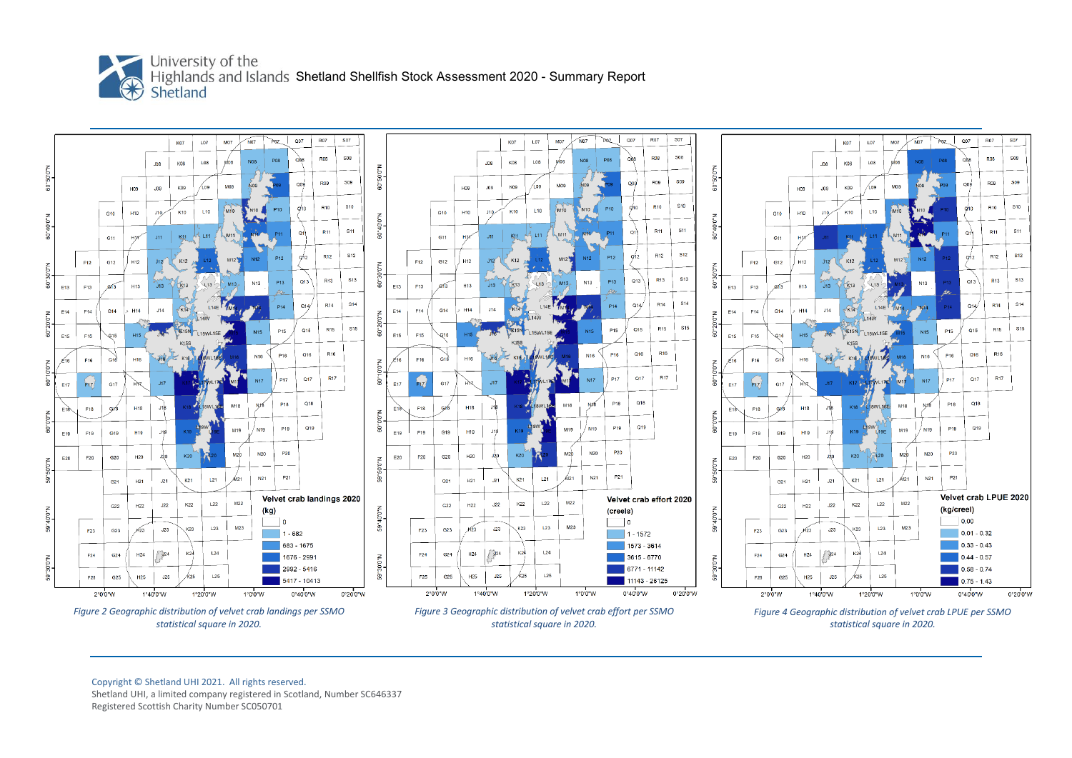**Velvet crab landings 2020**

(kg)

0

1 - 682

683 - 1675

1676 - 2991

2992 - 5416

5417 - 10413

*Figure 2 Geographic distribution of velvet crab landings per SSMO statistical square in 2020.*

**Velvet crab effort 2020**

(creels)

0

1 - 1572

1573 - 3614

3615 - 6770

6771 - 11142

11143 - 26125

*Figure 3 Geographic distribution of velvet crab effort per SSMO statistical square in 2020.*

**Velvet crab LPUE 2020**

(kg/creel)

0.00

0.01 - 0.32

0.33 - 0.43

0.44 - 0.57

0.58 - 0.74

0.75 - 1.43

*Figure 4 Geographic distribution of velvet crab LPUE per SSMO statistical square in 2020.*

Copyright © Shetland UHI 2021. All rights reserved.
Shetland UHI, a limited company registered in Scotland, Number SC646337
Registered Scottish Charity Number SC050701